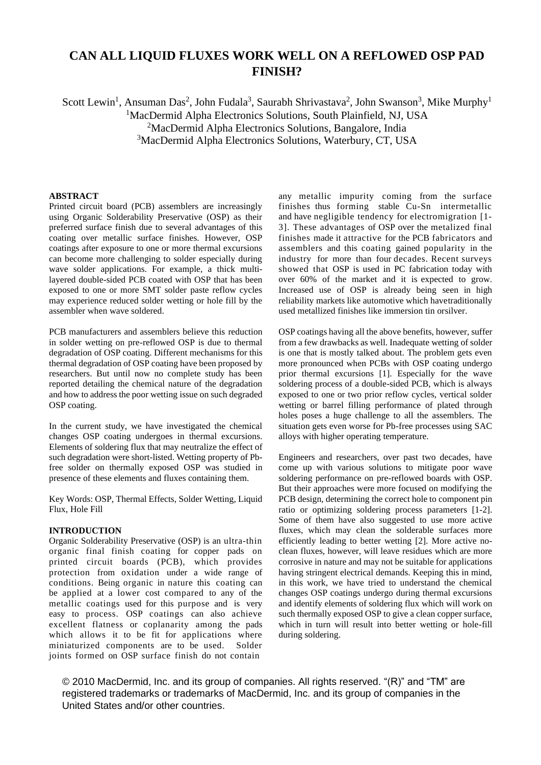# CAN ALL LIQUID FLUXES WORK WELL ON A REFLOWED OSP PAD FINISH?

Scott Lewin[1], Ansuman Das[2], John Fudala[3], Saurabh Shrivastava[2], John Swanson[3], Mike Murphy[1]

[1]MacDermid Alpha Electronics Solutions, South Plainfield, NJ, USA
[2]MacDermid Alpha Electronics Solutions, Bangalore, India
[3]MacDermid Alpha Electronics Solutions, Waterbury, CT, USA

## ABSTRACT

Printed circuit board (PCB) assemblers are increasingly using Organic Solderability Preservative (OSP) as their preferred surface finish due to several advantages of this coating over metallic surface finishes. However, OSP coatings after exposure to one or more thermal excursions can become more challenging to solder especially during wave solder applications. For example, a thick multi-layered double-sided PCB coated with OSP that has been exposed to one or more SMT solder paste reflow cycles may experience reduced solder wetting or hole fill by the assembler when wave soldered.

PCB manufacturers and assemblers believe this reduction in solder wetting on pre-reflowed OSP is due to thermal degradation of OSP coating. Different mechanisms for this thermal degradation of OSP coating have been proposed by researchers. But until now no complete study has been reported detailing the chemical nature of the degradation and how to address the poor wetting issue on such degraded OSP coating.

In the current study, we have investigated the chemical changes OSP coating undergoes in thermal excursions. Elements of soldering flux that may neutralize the effect of such degradation were short-listed. Wetting property of Pb-free solder on thermally exposed OSP was studied in presence of these elements and fluxes containing them.

Key Words: OSP, Thermal Effects, Solder Wetting, Liquid Flux, Hole Fill

## INTRODUCTION

Organic Solderability Preservative (OSP) is an ultra-thin organic final finish coating for copper pads on printed circuit boards (PCB), which provides protection from oxidation under a wide range of conditions. Being organic in nature this coating can be applied at a lower cost compared to any of the metallic coatings used for this purpose and is very easy to process. OSP coatings can also achieve excellent flatness or coplanarity among the pads which allows it to be fit for applications where miniaturized components are to be used. Solder joints formed on OSP surface finish do not contain any metallic impurity coming from the surface finishes thus forming stable Cu-Sn intermetallic and have negligible tendency for electromigration [1-3]. These advantages of OSP over the metalized final finishes made it attractive for the PCB fabricators and assemblers and this coating gained popularity in the industry for more than four decades. Recent surveys showed that OSP is used in PC fabrication today with over 60% of the market and it is expected to grow. Increased use of OSP is already being seen in high reliability markets like automotive which havetraditionally used metallized finishes like immersion tin orsilver.

OSP coatings having all the above benefits, however, suffer from a few drawbacks as well. Inadequate wetting of solder is one that is mostly talked about. The problem gets even more pronounced when PCBs with OSP coating undergo prior thermal excursions [1]. Especially for the wave soldering process of a double-sided PCB, which is always exposed to one or two prior reflow cycles, vertical solder wetting or barrel filling performance of plated through holes poses a huge challenge to all the assemblers. The situation gets even worse for Pb-free processes using SAC alloys with higher operating temperature.

Engineers and researchers, over past two decades, have come up with various solutions to mitigate poor wave soldering performance on pre-reflowed boards with OSP. But their approaches were more focused on modifying the PCB design, determining the correct hole to component pin ratio or optimizing soldering process parameters [1-2]. Some of them have also suggested to use more active fluxes, which may clean the solderable surfaces more efficiently leading to better wetting [2]. More active no-clean fluxes, however, will leave residues which are more corrosive in nature and may not be suitable for applications having stringent electrical demands. Keeping this in mind, in this work, we have tried to understand the chemical changes OSP coatings undergo during thermal excursions and identify elements of soldering flux which will work on such thermally exposed OSP to give a clean copper surface, which in turn will result into better wetting or hole-fill during soldering.

© 2010 MacDermid, Inc. and its group of companies. All rights reserved. "(R)" and "TM" are registered trademarks or trademarks of MacDermid, Inc. and its group of companies in the United States and/or other countries.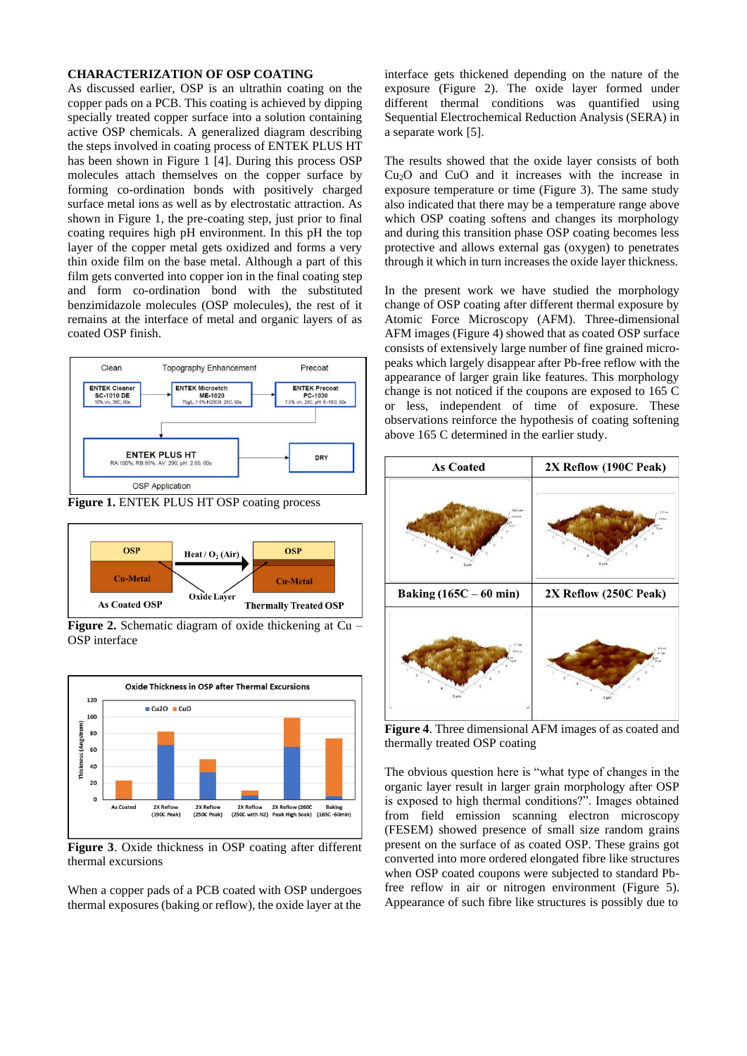## CHARACTERIZATION OF OSP COATING

As discussed earlier, OSP is an ultrathin coating on the copper pads on a PCB. This coating is achieved by dipping specially treated copper surface into a solution containing active OSP chemicals. A generalized diagram describing the steps involved in coating process of ENTEK PLUS HT has been shown in Figure 1 [4]. During this process OSP molecules attach themselves on the copper surface by forming co-ordination bonds with positively charged surface metal ions as well as by electrostatic attraction. As shown in Figure 1, the pre-coating step, just prior to final coating requires high pH environment. In this pH the top layer of the copper metal gets oxidized and forms a very thin oxide film on the base metal. Although a part of this film gets converted into copper ion in the final coating step and form co-ordination bond with the substituted benzimidazole molecules (OSP molecules), the rest of it remains at the interface of metal and organic layers of as coated OSP finish.

**Figure 1.** ENTEK PLUS HT OSP coating process

**Figure 2.** Schematic diagram of oxide thickening at Cu – OSP interface

**Figure 3**. Oxide thickness in OSP coating after different thermal excursions

When a copper pads of a PCB coated with OSP undergoes thermal exposures (baking or reflow), the oxide layer at the interface gets thickened depending on the nature of the exposure (Figure 2). The oxide layer formed under different thermal conditions was quantified using Sequential Electrochemical Reduction Analysis (SERA) in a separate work [5].

The results showed that the oxide layer consists of both $Cu_2O$ and CuO and it increases with the increase in exposure temperature or time (Figure 3). The same study also indicated that there may be a temperature range above which OSP coating softens and changes its morphology and during this transition phase OSP coating becomes less protective and allows external gas (oxygen) to penetrates through it which in turn increases the oxide layer thickness.

In the present work we have studied the morphology change of OSP coating after different thermal exposure by Atomic Force Microscopy (AFM). Three-dimensional AFM images (Figure 4) showed that as coated OSP surface consists of extensively large number of fine grained micro-peaks which largely disappear after Pb-free reflow with the appearance of larger grain like features. This morphology change is not noticed if the coupons are exposed to 165 C or less, independent of time of exposure. These observations reinforce the hypothesis of coating softening above 165 C determined in the earlier study.

**Figure 4**. Three dimensional AFM images of as coated and thermally treated OSP coating

The obvious question here is "what type of changes in the organic layer result in larger grain morphology after OSP is exposed to high thermal conditions?". Images obtained from field emission scanning electron microscopy (FESEM) showed presence of small size random grains present on the surface of as coated OSP. These grains got converted into more ordered elongated fibre like structures when OSP coated coupons were subjected to standard Pb-free reflow in air or nitrogen environment (Figure 5). Appearance of such fibre like structures is possibly due to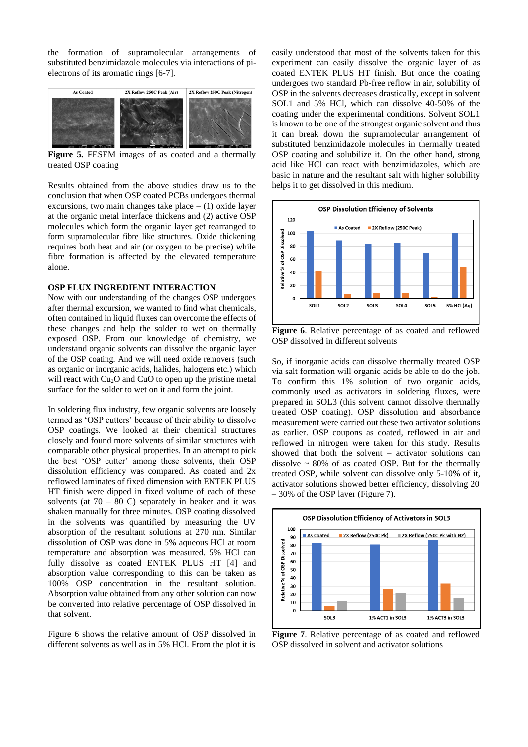the formation of supramolecular arrangements of substituted benzimidazole molecules via interactions of pi-electrons of its aromatic rings [6-7].

**Figure 5.** FESEM images of as coated and a thermally treated OSP coating

Results obtained from the above studies draw us to the conclusion that when OSP coated PCBs undergoes thermal excursions, two main changes take place – (1) oxide layer at the organic metal interface thickens and (2) active OSP molecules which form the organic layer get rearranged to form supramolecular fibre like structures. Oxide thickening requires both heat and air (or oxygen to be precise) while fibre formation is affected by the elevated temperature alone.

## OSP FLUX INGREDIENT INTERACTION

Now with our understanding of the changes OSP undergoes after thermal excursion, we wanted to find what chemicals, often contained in liquid fluxes can overcome the effects of these changes and help the solder to wet on thermally exposed OSP. From our knowledge of chemistry, we understand organic solvents can dissolve the organic layer of the OSP coating. And we will need oxide removers (such as organic or inorganic acids, halides, halogens etc.) which will react with $Cu_2O$ and CuO to open up the pristine metal surface for the solder to wet on it and form the joint.

In soldering flux industry, few organic solvents are loosely termed as 'OSP cutters' because of their ability to dissolve OSP coatings. We looked at their chemical structures closely and found more solvents of similar structures with comparable other physical properties. In an attempt to pick the best 'OSP cutter' among these solvents, their OSP dissolution efficiency was compared. As coated and 2x reflowed laminates of fixed dimension with ENTEK PLUS HT finish were dipped in fixed volume of each of these solvents (at 70 – 80 C) separately in beaker and it was shaken manually for three minutes. OSP coating dissolved in the solvents was quantified by measuring the UV absorption of the resultant solutions at 270 nm. Similar dissolution of OSP was done in 5% aqueous HCl at room temperature and absorption was measured. 5% HCl can fully dissolve as coated ENTEK PLUS HT [4] and absorption value corresponding to this can be taken as 100% OSP concentration in the resultant solution. Absorption value obtained from any other solution can now be converted into relative percentage of OSP dissolved in that solvent.

Figure 6 shows the relative amount of OSP dissolved in different solvents as well as in 5% HCl. From the plot it is easily understood that most of the solvents taken for this experiment can easily dissolve the organic layer of as coated ENTEK PLUS HT finish. But once the coating undergoes two standard Pb-free reflow in air, solubility of OSP in the solvents decreases drastically, except in solvent SOL1 and 5% HCl, which can dissolve 40-50% of the coating under the experimental conditions. Solvent SOL1 is known to be one of the strongest organic solvent and thus it can break down the supramolecular arrangement of substituted benzimidazole molecules in thermally treated OSP coating and solubilize it. On the other hand, strong acid like HCl can react with benzimidazoles, which are basic in nature and the resultant salt with higher solubility helps it to get dissolved in this medium.

**Figure 6**. Relative percentage of as coated and reflowed OSP dissolved in different solvents

So, if inorganic acids can dissolve thermally treated OSP via salt formation will organic acids be able to do the job. To confirm this 1% solution of two organic acids, commonly used as activators in soldering fluxes, were prepared in SOL3 (this solvent cannot dissolve thermally treated OSP coating). OSP dissolution and absorbance measurement were carried out these two activator solutions as earlier. OSP coupons as coated, reflowed in air and reflowed in nitrogen were taken for this study. Results showed that both the solvent – activator solutions can dissolve ~ 80% of as coated OSP. But for the thermally treated OSP, while solvent can dissolve only 5-10% of it, activator solutions showed better efficiency, dissolving 20 – 30% of the OSP layer (Figure 7).

**Figure 7**. Relative percentage of as coated and reflowed OSP dissolved in solvent and activator solutions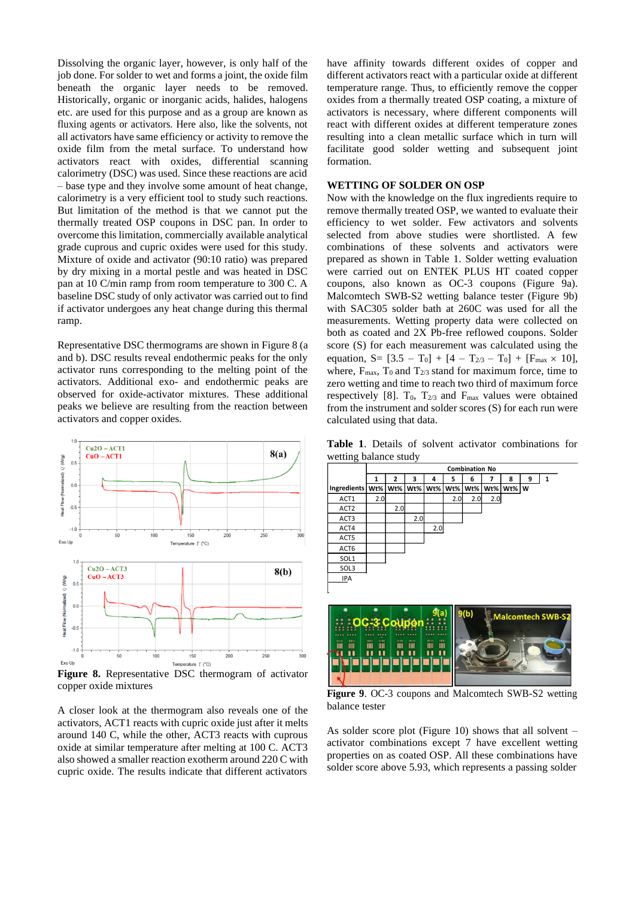Dissolving the organic layer, however, is only half of the job done. For solder to wet and forms a joint, the oxide film beneath the organic layer needs to be removed. Historically, organic or inorganic acids, halides, halogens etc. are used for this purpose and as a group are known as fluxing agents or activators. Here also, like the solvents, not all activators have same efficiency or activity to remove the oxide film from the metal surface. To understand how activators react with oxides, differential scanning calorimetry (DSC) was used. Since these reactions are acid – base type and they involve some amount of heat change, calorimetry is a very efficient tool to study such reactions. But limitation of the method is that we cannot put the thermally treated OSP coupons in DSC pan. In order to overcome this limitation, commercially available analytical grade cuprous and cupric oxides were used for this study. Mixture of oxide and activator (90:10 ratio) was prepared by dry mixing in a mortal pestle and was heated in DSC pan at 10 C/min ramp from room temperature to 300 C. A baseline DSC study of only activator was carried out to find if activator undergoes any heat change during this thermal ramp.

Representative DSC thermograms are shown in Figure 8 (a and b). DSC results reveal endothermic peaks for the only activator runs corresponding to the melting point of the activators. Additional exo- and endothermic peaks are observed for oxide-activator mixtures. These additional peaks we believe are resulting from the reaction between activators and copper oxides.

**Figure 8.** Representative DSC thermogram of activator copper oxide mixtures

A closer look at the thermogram also reveals one of the activators, ACT1 reacts with cupric oxide just after it melts around 140 C, while the other, ACT3 reacts with cuprous oxide at similar temperature after melting at 100 C. ACT3 also showed a smaller reaction exotherm around 220 C with cupric oxide. The results indicate that different activators have affinity towards different oxides of copper and different activators react with a particular oxide at different temperature range. Thus, to efficiently remove the copper oxides from a thermally treated OSP coating, a mixture of activators is necessary, where different components will react with different oxides at different temperature zones resulting into a clean metallic surface which in turn will facilitate good solder wetting and subsequent joint formation.

## WETTING OF SOLDER ON OSP

Now with the knowledge on the flux ingredients require to remove thermally treated OSP, we wanted to evaluate their efficiency to wet solder. Few activators and solvents selected from above studies were shortlisted. A few combinations of these solvents and activators were prepared as shown in Table 1. Solder wetting evaluation were carried out on ENTEK PLUS HT coated copper coupons, also known as OC-3 coupons (Figure 9a). Malcomtech SWB-S2 wetting balance tester (Figure 9b) with SAC305 solder bath at 260C was used for all the measurements. Wetting property data were collected on both as coated and 2X Pb-free reflowed coupons. Solder score (S) for each measurement was calculated using the equation, $S = [3.5 - T_0] + [4 - T_{2/3} - T_0] + [F_{max} \times 10]$, where, $F_{max}$, $T_0$ and $T_{2/3}$ stand for maximum force, time to zero wetting and time to reach two third of maximum force respectively [8]. $T_0$, $T_{2/3}$ and $F_{max}$ values were obtained from the instrument and solder scores (S) for each run were calculated using that data.

**Table 1**. Details of solvent activator combinations for wetting balance study

| Ingredients | Combination No | | | | | | | | | |
|---|---|---|---|---|---|---|---|---|---|---|
| | 1 | 2 | 3 | 4 | 5 | 6 | 7 | 8 | 9 | 1 |
| | Wt% | Wt% | Wt% | Wt% | Wt% | Wt% | Wt% | Wt% | W | |
| ACT1 | 2.0 | | | | 2.0 | 2.0 | 2.0 | | | |
| ACT2 | | 2.0 | | | | | | | | |
| ACT3 | | | 2.0 | | | | | | | |
| ACT4 | | | | 2.0 | | | | | | |
| ACT5 | | | | | | | | | | |
| ACT6 | | | | | | | | | | |
| SOL1 | | | | | | | | | | |
| SOL3 | | | | | | | | | | |
| IPA | | | | | | | | | | |

**Figure 9**. OC-3 coupons and Malcomtech SWB-S2 wetting balance tester

As solder score plot (Figure 10) shows that all solvent – activator combinations except 7 have excellent wetting properties on as coated OSP. All these combinations have solder score above 5.93, which represents a passing solder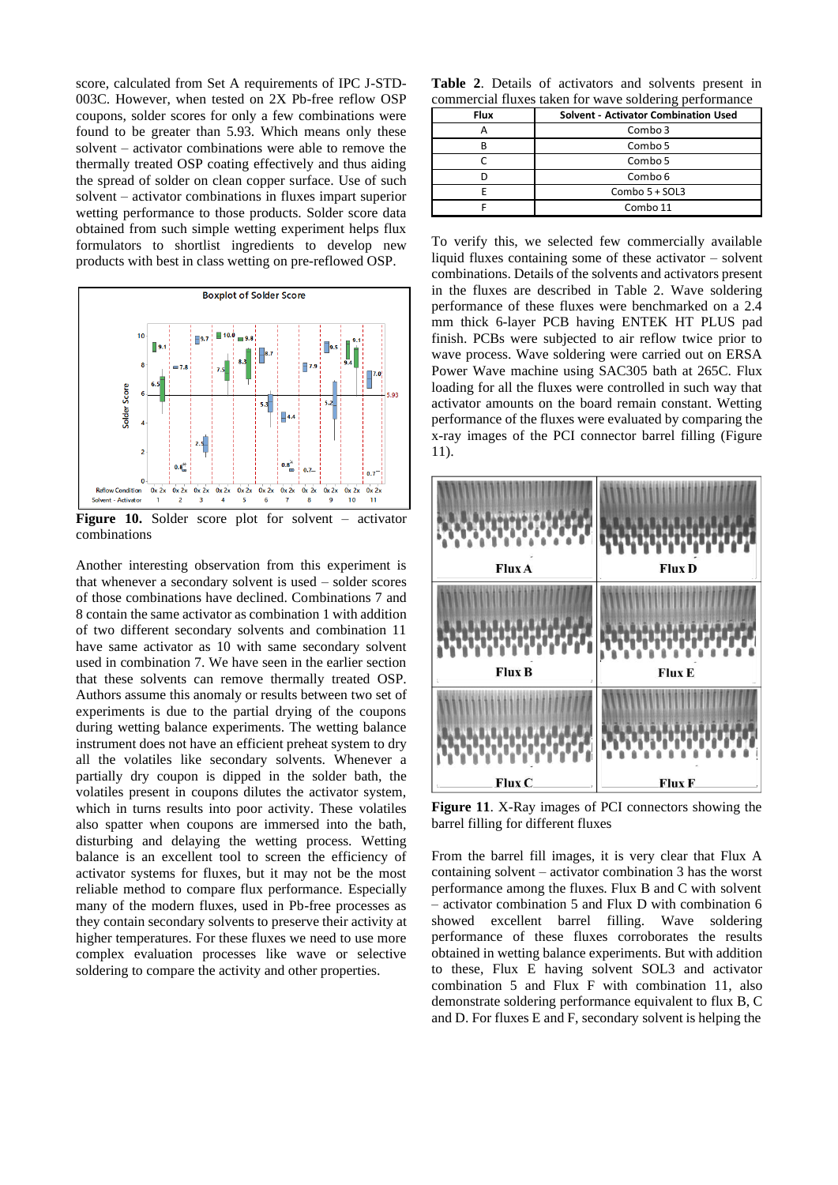score, calculated from Set A requirements of IPC J-STD-003C. However, when tested on 2X Pb-free reflow OSP coupons, solder scores for only a few combinations were found to be greater than 5.93. Which means only these solvent – activator combinations were able to remove the thermally treated OSP coating effectively and thus aiding the spread of solder on clean copper surface. Use of such solvent – activator combinations in fluxes impart superior wetting performance to those products. Solder score data obtained from such simple wetting experiment helps flux formulators to shortlist ingredients to develop new products with best in class wetting on pre-reflowed OSP.

**Figure 10.** Solder score plot for solvent – activator combinations

Another interesting observation from this experiment is that whenever a secondary solvent is used – solder scores of those combinations have declined. Combinations 7 and 8 contain the same activator as combination 1 with addition of two different secondary solvents and combination 11 have same activator as 10 with same secondary solvent used in combination 7. We have seen in the earlier section that these solvents can remove thermally treated OSP. Authors assume this anomaly or results between two set of experiments is due to the partial drying of the coupons during wetting balance experiments. The wetting balance instrument does not have an efficient preheat system to dry all the volatiles like secondary solvents. Whenever a partially dry coupon is dipped in the solder bath, the volatiles present in coupons dilutes the activator system, which in turns results into poor activity. These volatiles also spatter when coupons are immersed into the bath, disturbing and delaying the wetting process. Wetting balance is an excellent tool to screen the efficiency of activator systems for fluxes, but it may not be the most reliable method to compare flux performance. Especially many of the modern fluxes, used in Pb-free processes as they contain secondary solvents to preserve their activity at higher temperatures. For these fluxes we need to use more complex evaluation processes like wave or selective soldering to compare the activity and other properties.

**Table 2**. Details of activators and solvents present in commercial fluxes taken for wave soldering performance

| Flux | Solvent - Activator Combination Used |
|---|---|
| A | Combo 3 |
| B | Combo 5 |
| C | Combo 5 |
| D | Combo 6 |
| E | Combo 5 + SOL3 |
| F | Combo 11 |

To verify this, we selected few commercially available liquid fluxes containing some of these activator – solvent combinations. Details of the solvents and activators present in the fluxes are described in Table 2. Wave soldering performance of these fluxes were benchmarked on a 2.4 mm thick 6-layer PCB having ENTEK HT PLUS pad finish. PCBs were subjected to air reflow twice prior to wave process. Wave soldering were carried out on ERSA Power Wave machine using SAC305 bath at 265C. Flux loading for all the fluxes were controlled in such way that activator amounts on the board remain constant. Wetting performance of the fluxes were evaluated by comparing the x-ray images of the PCI connector barrel filling (Figure 11).

**Figure 11**. X-Ray images of PCI connectors showing the barrel filling for different fluxes

From the barrel fill images, it is very clear that Flux A containing solvent – activator combination 3 has the worst performance among the fluxes. Flux B and C with solvent – activator combination 5 and Flux D with combination 6 showed excellent barrel filling. Wave soldering performance of these fluxes corroborates the results obtained in wetting balance experiments. But with addition to these, Flux E having solvent SOL3 and activator combination 5 and Flux F with combination 11, also demonstrate soldering performance equivalent to flux B, C and D. For fluxes E and F, secondary solvent is helping the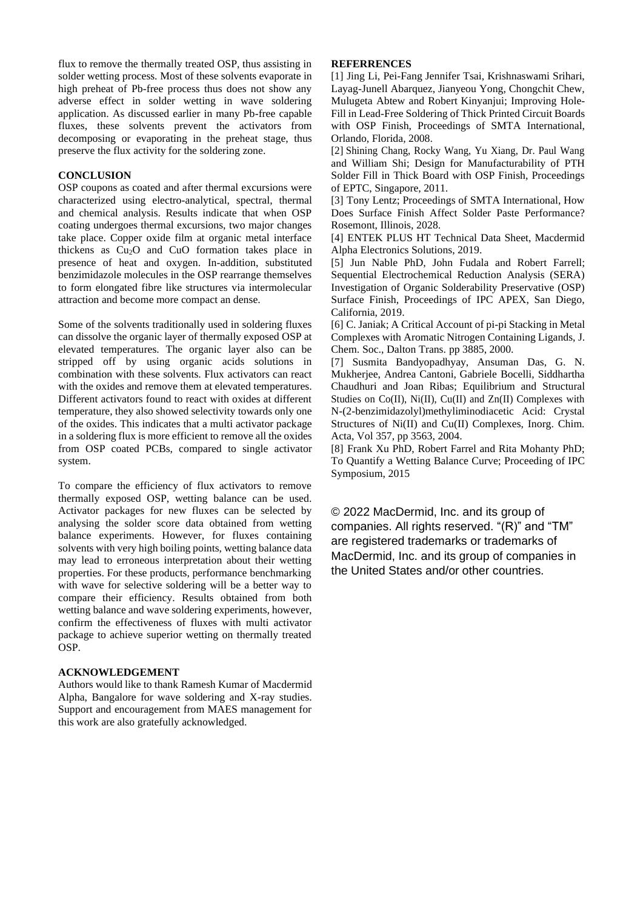flux to remove the thermally treated OSP, thus assisting in solder wetting process. Most of these solvents evaporate in high preheat of Pb-free process thus does not show any adverse effect in solder wetting in wave soldering application. As discussed earlier in many Pb-free capable fluxes, these solvents prevent the activators from decomposing or evaporating in the preheat stage, thus preserve the flux activity for the soldering zone.

**CONCLUSION**

OSP coupons as coated and after thermal excursions were characterized using electro-analytical, spectral, thermal and chemical analysis. Results indicate that when OSP coating undergoes thermal excursions, two major changes take place. Copper oxide film at organic metal interface thickens as $Cu_2O$ and CuO formation takes place in presence of heat and oxygen. In-addition, substituted benzimidazole molecules in the OSP rearrange themselves to form elongated fibre like structures via intermolecular attraction and become more compact an dense.

Some of the solvents traditionally used in soldering fluxes can dissolve the organic layer of thermally exposed OSP at elevated temperatures. The organic layer also can be stripped off by using organic acids solutions in combination with these solvents. Flux activators can react with the oxides and remove them at elevated temperatures. Different activators found to react with oxides at different temperature, they also showed selectivity towards only one of the oxides. This indicates that a multi activator package in a soldering flux is more efficient to remove all the oxides from OSP coated PCBs, compared to single activator system.

To compare the efficiency of flux activators to remove thermally exposed OSP, wetting balance can be used. Activator packages for new fluxes can be selected by analysing the solder score data obtained from wetting balance experiments. However, for fluxes containing solvents with very high boiling points, wetting balance data may lead to erroneous interpretation about their wetting properties. For these products, performance benchmarking with wave for selective soldering will be a better way to compare their efficiency. Results obtained from both wetting balance and wave soldering experiments, however, confirm the effectiveness of fluxes with multi activator package to achieve superior wetting on thermally treated OSP.

**ACKNOWLEDGEMENT**

Authors would like to thank Ramesh Kumar of Macdermid Alpha, Bangalore for wave soldering and X-ray studies. Support and encouragement from MAES management for this work are also gratefully acknowledged.

**REFERRENCES**

[1] Jing Li, Pei-Fang Jennifer Tsai, Krishnaswami Srihari, Layag-Junell Abarquez, Jianyeou Yong, Chongchit Chew, Mulugeta Abtew and Robert Kinyanjui; Improving Hole-Fill in Lead-Free Soldering of Thick Printed Circuit Boards with OSP Finish, Proceedings of SMTA International, Orlando, Florida, 2008.

[2] Shining Chang, Rocky Wang, Yu Xiang, Dr. Paul Wang and William Shi; Design for Manufacturability of PTH Solder Fill in Thick Board with OSP Finish, Proceedings of EPTC, Singapore, 2011.

[3] Tony Lentz; Proceedings of SMTA International, How Does Surface Finish Affect Solder Paste Performance? Rosemont, Illinois, 2028.

[4] ENTEK PLUS HT Technical Data Sheet, Macdermid Alpha Electronics Solutions, 2019.

[5] Jun Nable PhD, John Fudala and Robert Farrell; Sequential Electrochemical Reduction Analysis (SERA) Investigation of Organic Solderability Preservative (OSP) Surface Finish, Proceedings of IPC APEX, San Diego, California, 2019.

[6] C. Janiak; A Critical Account of pi-pi Stacking in Metal Complexes with Aromatic Nitrogen Containing Ligands, J. Chem. Soc., Dalton Trans. pp 3885, 2000.

[7] Susmita Bandyopadhyay, Ansuman Das, G. N. Mukherjee, Andrea Cantoni, Gabriele Bocelli, Siddhartha Chaudhuri and Joan Ribas; Equilibrium and Structural Studies on Co(II), Ni(II), Cu(II) and Zn(II) Complexes with N-(2-benzimidazolyl)methyliminodiacetic Acid: Crystal Structures of Ni(II) and Cu(II) Complexes, Inorg. Chim. Acta, Vol 357, pp 3563, 2004.

[8] Frank Xu PhD, Robert Farrel and Rita Mohanty PhD; To Quantify a Wetting Balance Curve; Proceeding of IPC Symposium, 2015

© 2022 MacDermid, Inc. and its group of companies. All rights reserved. "(R)" and "TM" are registered trademarks or trademarks of MacDermid, Inc. and its group of companies in the United States and/or other countries.